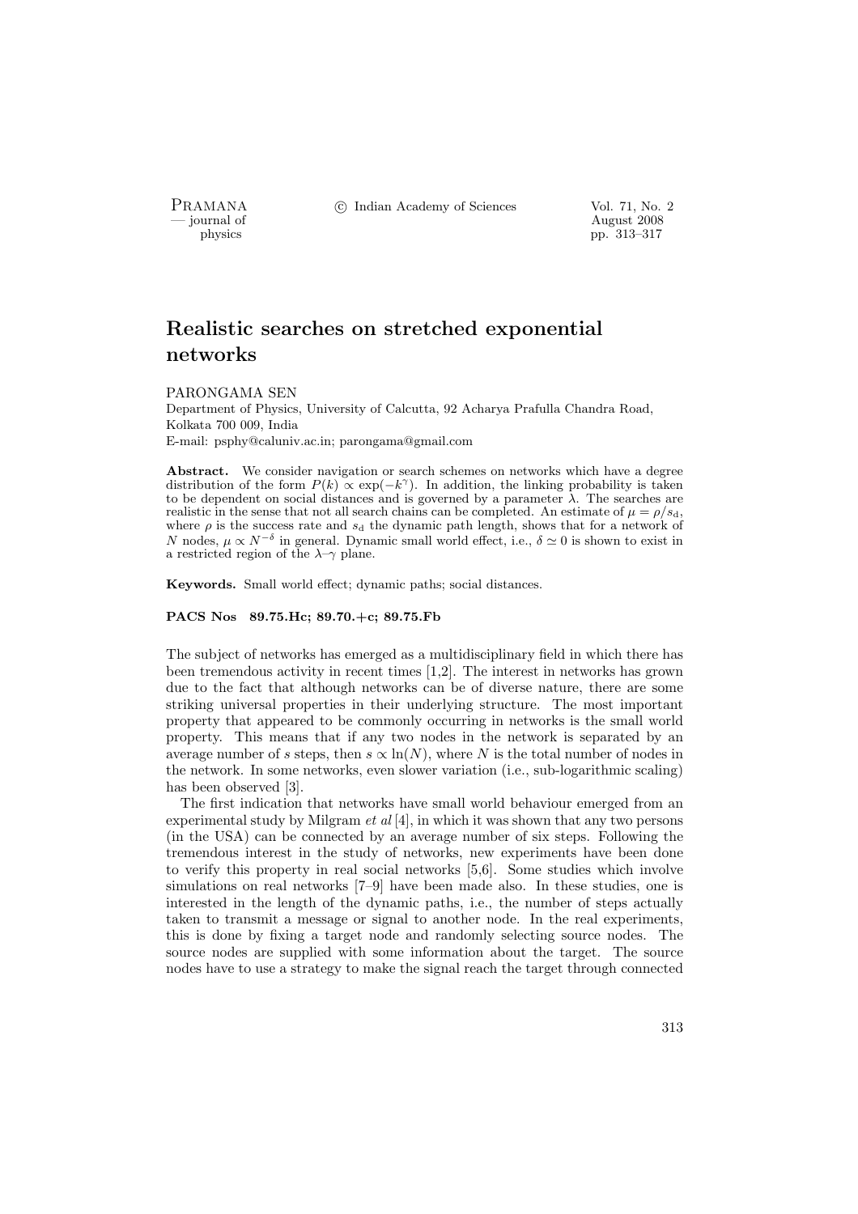# Realistic searches on stretched exponential networks

PARONGAMA SEN

Department of Physics, University of Calcutta, 92 Acharya Prafulla Chandra Road, Kolkata 700 009, India

E-mail: psphy@caluniv.ac.in; parongama@gmail.com

**Abstract.** We consider navigation or search schemes on networks which have a degree distribution of the form $P(k) \propto \exp(-k^\gamma)$. In addition, the linking probability is taken to be dependent on social distances and is governed by a parameter $\lambda$. The searches are realistic in the sense that not all search chains can be completed. An estimate of $\mu = \rho/s_\mathrm{d}$, where $\rho$ is the success rate and $s_\mathrm{d}$ the dynamic path length, shows that for a network of $N$ nodes, $\mu \propto N^{-\delta}$ in general. Dynamic small world effect, i.e., $\delta \simeq 0$ is shown to exist in a restricted region of the $\lambda$–$\gamma$ plane.

**Keywords.** Small world effect; dynamic paths; social distances.

**PACS Nos 89.75.Hc; 89.70.+c; 89.75.Fb**

The subject of networks has emerged as a multidisciplinary field in which there has been tremendous activity in recent times [1,2]. The interest in networks has grown due to the fact that although networks can be of diverse nature, there are some striking universal properties in their underlying structure. The most important property that appeared to be commonly occurring in networks is the small world property. This means that if any two nodes in the network is separated by an average number of $s$ steps, then $s \propto \ln(N)$, where $N$ is the total number of nodes in the network. In some networks, even slower variation (i.e., sub-logarithmic scaling) has been observed [3].

The first indication that networks have small world behaviour emerged from an experimental study by Milgram *et al* [4], in which it was shown that any two persons (in the USA) can be connected by an average number of six steps. Following the tremendous interest in the study of networks, new experiments have been done to verify this property in real social networks [5,6]. Some studies which involve simulations on real networks [7–9] have been made also. In these studies, one is interested in the length of the dynamic paths, i.e., the number of steps actually taken to transmit a message or signal to another node. In the real experiments, this is done by fixing a target node and randomly selecting source nodes. The source nodes are supplied with some information about the target. The source nodes have to use a strategy to make the signal reach the target through connected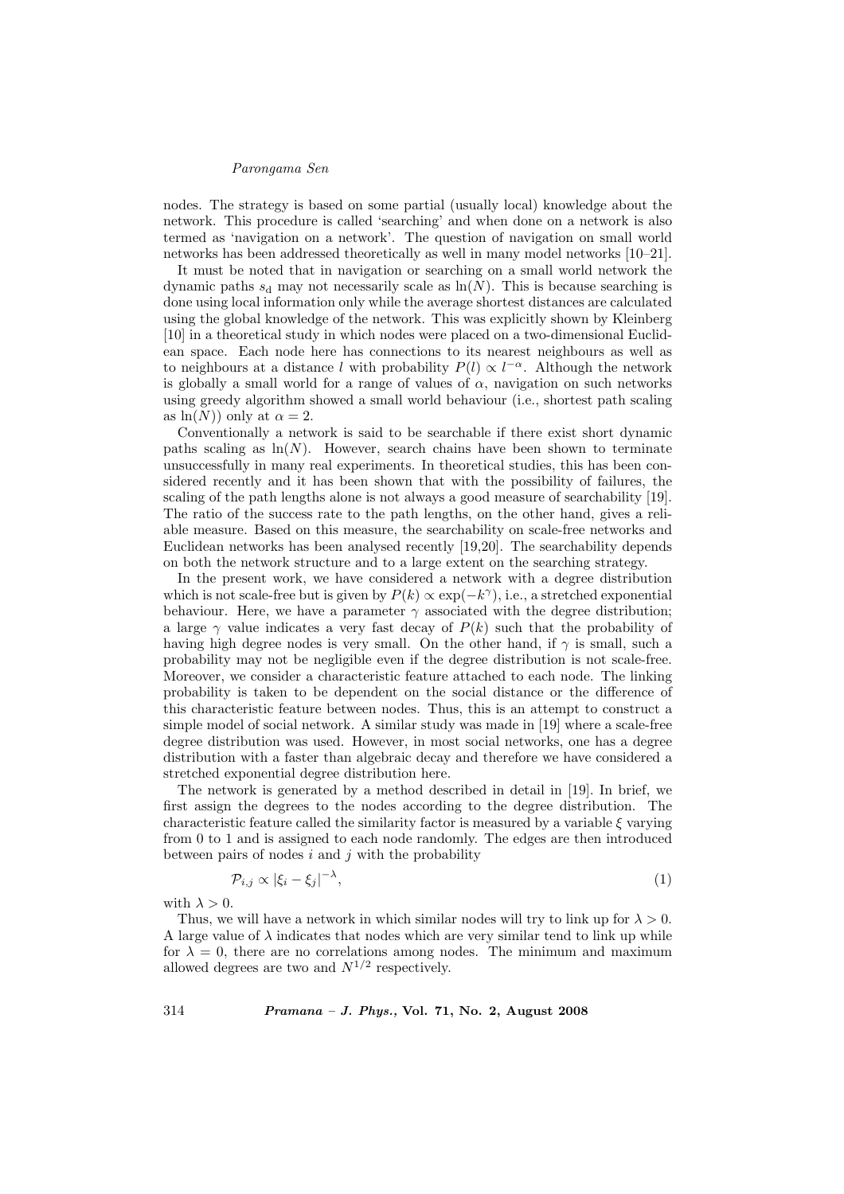nodes. The strategy is based on some partial (usually local) knowledge about the network. This procedure is called 'searching' and when done on a network is also termed as 'navigation on a network'. The question of navigation on small world networks has been addressed theoretically as well in many model networks [10–21].

It must be noted that in navigation or searching on a small world network the dynamic paths $s_{\rm d}$ may not necessarily scale as $\ln(N)$. This is because searching is done using local information only while the average shortest distances are calculated using the global knowledge of the network. This was explicitly shown by Kleinberg [10] in a theoretical study in which nodes were placed on a two-dimensional Euclidean space. Each node here has connections to its nearest neighbours as well as to neighbours at a distance $l$ with probability $P(l) \propto l^{-\alpha}$. Although the network is globally a small world for a range of values of $\alpha$, navigation on such networks using greedy algorithm showed a small world behaviour (i.e., shortest path scaling as $\ln(N)$) only at $\alpha = 2$.

Conventionally a network is said to be searchable if there exist short dynamic paths scaling as $\ln(N)$. However, search chains have been shown to terminate unsuccessfully in many real experiments. In theoretical studies, this has been considered recently and it has been shown that with the possibility of failures, the scaling of the path lengths alone is not always a good measure of searchability [19]. The ratio of the success rate to the path lengths, on the other hand, gives a reliable measure. Based on this measure, the searchability on scale-free networks and Euclidean networks has been analysed recently [19,20]. The searchability depends on both the network structure and to a large extent on the searching strategy.

In the present work, we have considered a network with a degree distribution which is not scale-free but is given by $P(k) \propto \exp(-k^{\gamma})$, i.e., a stretched exponential behaviour. Here, we have a parameter $\gamma$ associated with the degree distribution; a large $\gamma$ value indicates a very fast decay of $P(k)$ such that the probability of having high degree nodes is very small. On the other hand, if $\gamma$ is small, such a probability may not be negligible even if the degree distribution is not scale-free. Moreover, we consider a characteristic feature attached to each node. The linking probability is taken to be dependent on the social distance or the difference of this characteristic feature between nodes. Thus, this is an attempt to construct a simple model of social network. A similar study was made in [19] where a scale-free degree distribution was used. However, in most social networks, one has a degree distribution with a faster than algebraic decay and therefore we have considered a stretched exponential degree distribution here.

The network is generated by a method described in detail in [19]. In brief, we first assign the degrees to the nodes according to the degree distribution. The characteristic feature called the similarity factor is measured by a variable $\xi$ varying from 0 to 1 and is assigned to each node randomly. The edges are then introduced between pairs of nodes $i$ and $j$ with the probability

$$\mathcal{P}_{i,j} \propto |\xi_i - \xi_j|^{-\lambda}, \tag{1}$$

with $\lambda > 0$.

Thus, we will have a network in which similar nodes will try to link up for $\lambda > 0$. A large value of $\lambda$ indicates that nodes which are very similar tend to link up while for $\lambda = 0$, there are no correlations among nodes. The minimum and maximum allowed degrees are two and $N^{1/2}$ respectively.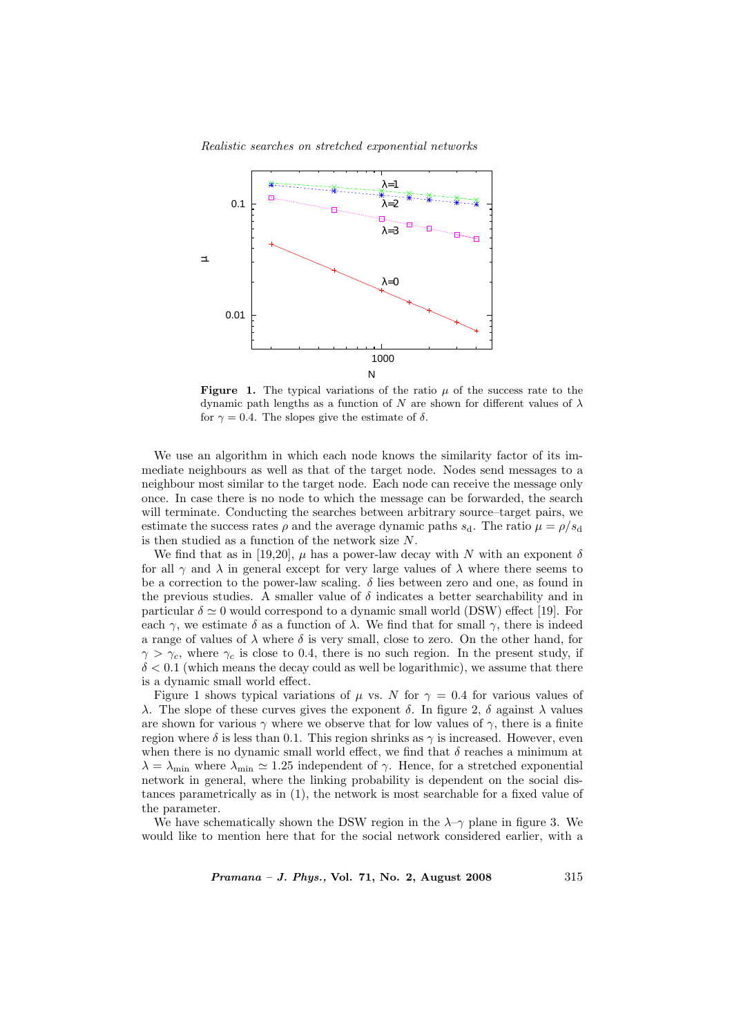**Figure 1.** The typical variations of the ratio $\mu$ of the success rate to the dynamic path lengths as a function of $N$ are shown for different values of $\lambda$ for $\gamma = 0.4$. The slopes give the estimate of $\delta$.

We use an algorithm in which each node knows the similarity factor of its immediate neighbours as well as that of the target node. Nodes send messages to a neighbour most similar to the target node. Each node can receive the message only once. In case there is no node to which the message can be forwarded, the search will terminate. Conducting the searches between arbitrary source–target pairs, we estimate the success rates $\rho$ and the average dynamic paths $s_{\mathrm{d}}$. The ratio $\mu = \rho/s_{\mathrm{d}}$ is then studied as a function of the network size $N$.

We find that as in [19,20], $\mu$ has a power-law decay with $N$ with an exponent $\delta$ for all $\gamma$ and $\lambda$ in general except for very large values of $\lambda$ where there seems to be a correction to the power-law scaling. $\delta$ lies between zero and one, as found in the previous studies. A smaller value of $\delta$ indicates a better searchability and in particular $\delta \simeq 0$ would correspond to a dynamic small world (DSW) effect [19]. For each $\gamma$, we estimate $\delta$ as a function of $\lambda$. We find that for small $\gamma$, there is indeed a range of values of $\lambda$ where $\delta$ is very small, close to zero. On the other hand, for $\gamma > \gamma_c$, where $\gamma_c$ is close to 0.4, there is no such region. In the present study, if $\delta < 0.1$ (which means the decay could as well be logarithmic), we assume that there is a dynamic small world effect.

Figure 1 shows typical variations of $\mu$ vs. $N$ for $\gamma = 0.4$ for various values of $\lambda$. The slope of these curves gives the exponent $\delta$. In figure 2, $\delta$ against $\lambda$ values are shown for various $\gamma$ where we observe that for low values of $\gamma$, there is a finite region where $\delta$ is less than 0.1. This region shrinks as $\gamma$ is increased. However, even when there is no dynamic small world effect, we find that $\delta$ reaches a minimum at $\lambda = \lambda_{\min}$ where $\lambda_{\min} \simeq 1.25$ independent of $\gamma$. Hence, for a stretched exponential network in general, where the linking probability is dependent on the social distances parametrically as in (1), the network is most searchable for a fixed value of the parameter.

We have schematically shown the DSW region in the $\lambda$–$\gamma$ plane in figure 3. We would like to mention here that for the social network considered earlier, with a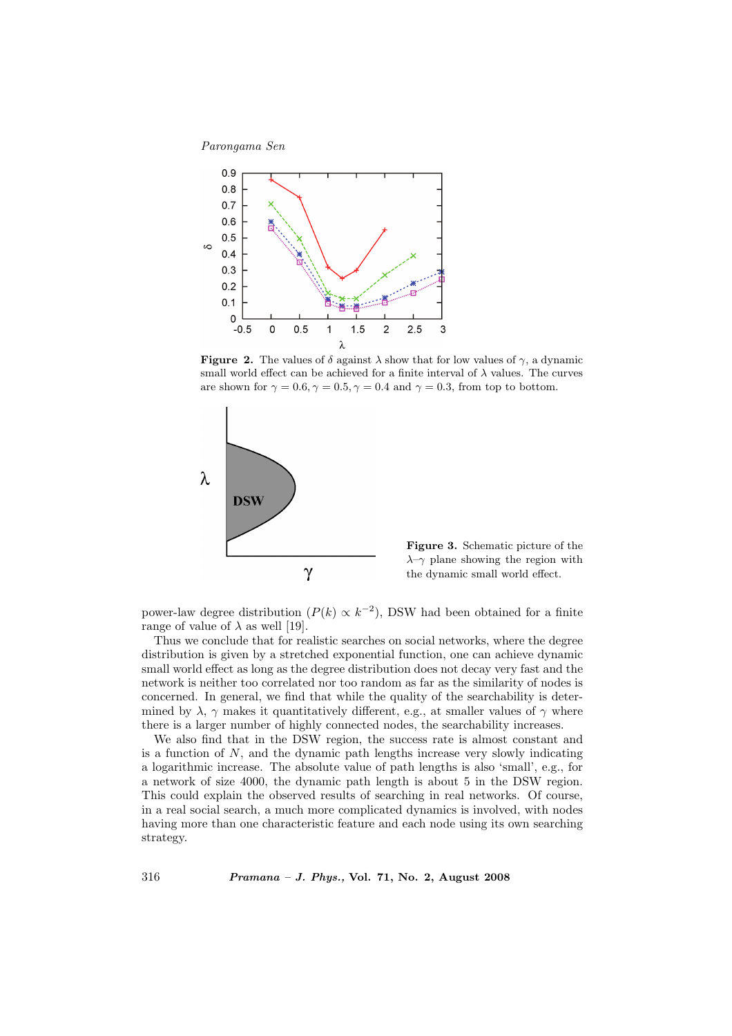**Figure 2.** The values of $\delta$ against $\lambda$ show that for low values of $\gamma$, a dynamic small world effect can be achieved for a finite interval of $\lambda$ values. The curves are shown for $\gamma = 0.6, \gamma = 0.5, \gamma = 0.4$ and $\gamma = 0.3$, from top to bottom.

**Figure 3.** Schematic picture of the $\lambda$–$\gamma$ plane showing the region with the dynamic small world effect.

power-law degree distribution ($P(k) \propto k^{-2}$), DSW had been obtained for a finite range of value of $\lambda$ as well [19].

Thus we conclude that for realistic searches on social networks, where the degree distribution is given by a stretched exponential function, one can achieve dynamic small world effect as long as the degree distribution does not decay very fast and the network is neither too correlated nor too random as far as the similarity of nodes is concerned. In general, we find that while the quality of the searchability is determined by $\lambda$, $\gamma$ makes it quantitatively different, e.g., at smaller values of $\gamma$ where there is a larger number of highly connected nodes, the searchability increases.

We also find that in the DSW region, the success rate is almost constant and is a function of $N$, and the dynamic path lengths increase very slowly indicating a logarithmic increase. The absolute value of path lengths is also 'small', e.g., for a network of size 4000, the dynamic path length is about 5 in the DSW region. This could explain the observed results of searching in real networks. Of course, in a real social search, a much more complicated dynamics is involved, with nodes having more than one characteristic feature and each node using its own searching strategy.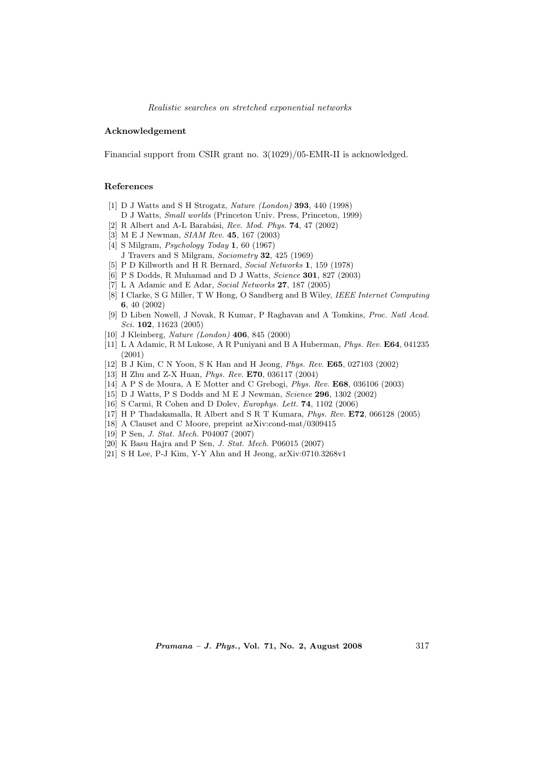### Acknowledgement

Financial support from CSIR grant no. 3(1029)/05-EMR-II is acknowledged.

### References

- [1] D J Watts and S H Strogatz, *Nature (London)* **393**, 440 (1998)
  D J Watts, *Small worlds* (Princeton Univ. Press, Princeton, 1999)
- [2] R Albert and A-L Barabási, *Rev. Mod. Phys.* **74**, 47 (2002)
- [3] M E J Newman, *SIAM Rev.* **45**, 167 (2003)
- [4] S Milgram, *Psychology Today* **1**, 60 (1967)
  J Travers and S Milgram, *Sociometry* **32**, 425 (1969)
- [5] P D Killworth and H R Bernard, *Social Networks* **1**, 159 (1978)
- [6] P S Dodds, R Muhamad and D J Watts, *Science* **301**, 827 (2003)
- [7] L A Adamic and E Adar, *Social Networks* **27**, 187 (2005)
- [8] I Clarke, S G Miller, T W Hong, O Sandberg and B Wiley, *IEEE Internet Computing* **6**, 40 (2002)
- [9] D Liben Nowell, J Novak, R Kumar, P Raghavan and A Tomkins, *Proc. Natl Acad. Sci.* **102**, 11623 (2005)
- [10] J Kleinberg, *Nature (London)* **406**, 845 (2000)
- [11] L A Adamic, R M Lukose, A R Puniyani and B A Huberman, *Phys. Rev.* **E64**, 041235 (2001)
- [12] B J Kim, C N Yoon, S K Han and H Jeong, *Phys. Rev.* **E65**, 027103 (2002)
- [13] H Zhu and Z-X Huan, *Phys. Rev.* **E70**, 036117 (2004)
- [14] A P S de Moura, A E Motter and C Grebogi, *Phys. Rev.* **E68**, 036106 (2003)
- [15] D J Watts, P S Dodds and M E J Newman, *Science* **296**, 1302 (2002)
- [16] S Carmi, R Cohen and D Dolev, *Europhys. Lett.* **74**, 1102 (2006)
- [17] H P Thadakamalla, R Albert and S R T Kumara, *Phys. Rev.* **E72**, 066128 (2005)
- [18] A Clauset and C Moore, preprint arXiv:cond-mat/0309415
- [19] P Sen, *J. Stat. Mech.* P04007 (2007)
- [20] K Basu Hajra and P Sen, *J. Stat. Mech.* P06015 (2007)
- [21] S H Lee, P-J Kim, Y-Y Ahn and H Jeong, arXiv:0710.3268v1